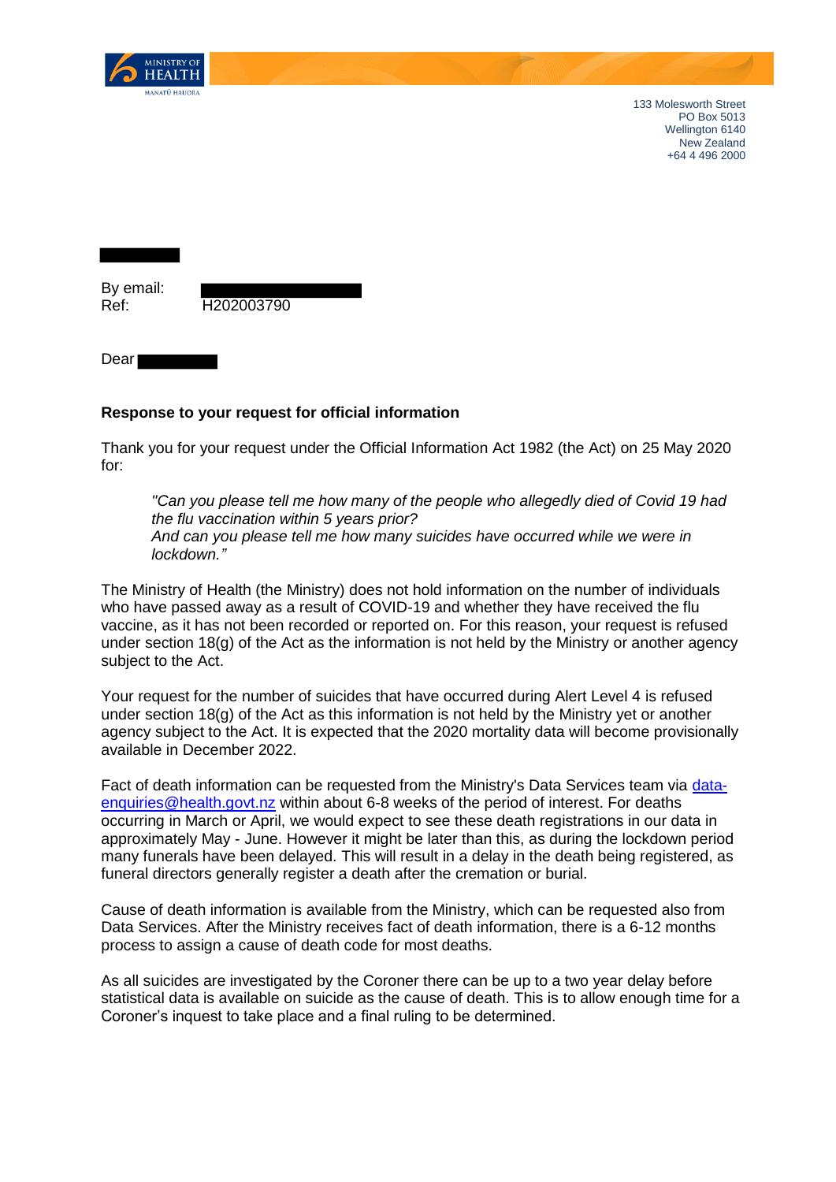MINISTRY OF HEALTH
MANATŪ HAUORA

133 Molesworth Street
PO Box 5013
Wellington 6140
New Zealand
+64 4 496 2000

By email:
Ref: H202003790

Dear

**Response to your request for official information**

Thank you for your request under the Official Information Act 1982 (the Act) on 25 May 2020 for:

> *"Can you please tell me how many of the people who allegedly died of Covid 19 had the flu vaccination within 5 years prior?*
> *And can you please tell me how many suicides have occurred while we were in lockdown."*

The Ministry of Health (the Ministry) does not hold information on the number of individuals who have passed away as a result of COVID-19 and whether they have received the flu vaccine, as it has not been recorded or reported on. For this reason, your request is refused under section 18(g) of the Act as the information is not held by the Ministry or another agency subject to the Act.

Your request for the number of suicides that have occurred during Alert Level 4 is refused under section 18(g) of the Act as this information is not held by the Ministry yet or another agency subject to the Act. It is expected that the 2020 mortality data will become provisionally available in December 2022.

Fact of death information can be requested from the Ministry's Data Services team via data-enquiries@health.govt.nz within about 6-8 weeks of the period of interest. For deaths occurring in March or April, we would expect to see these death registrations in our data in approximately May - June. However it might be later than this, as during the lockdown period many funerals have been delayed. This will result in a delay in the death being registered, as funeral directors generally register a death after the cremation or burial.

Cause of death information is available from the Ministry, which can be requested also from Data Services. After the Ministry receives fact of death information, there is a 6-12 months process to assign a cause of death code for most deaths.

As all suicides are investigated by the Coroner there can be up to a two year delay before statistical data is available on suicide as the cause of death. This is to allow enough time for a Coroner's inquest to take place and a final ruling to be determined.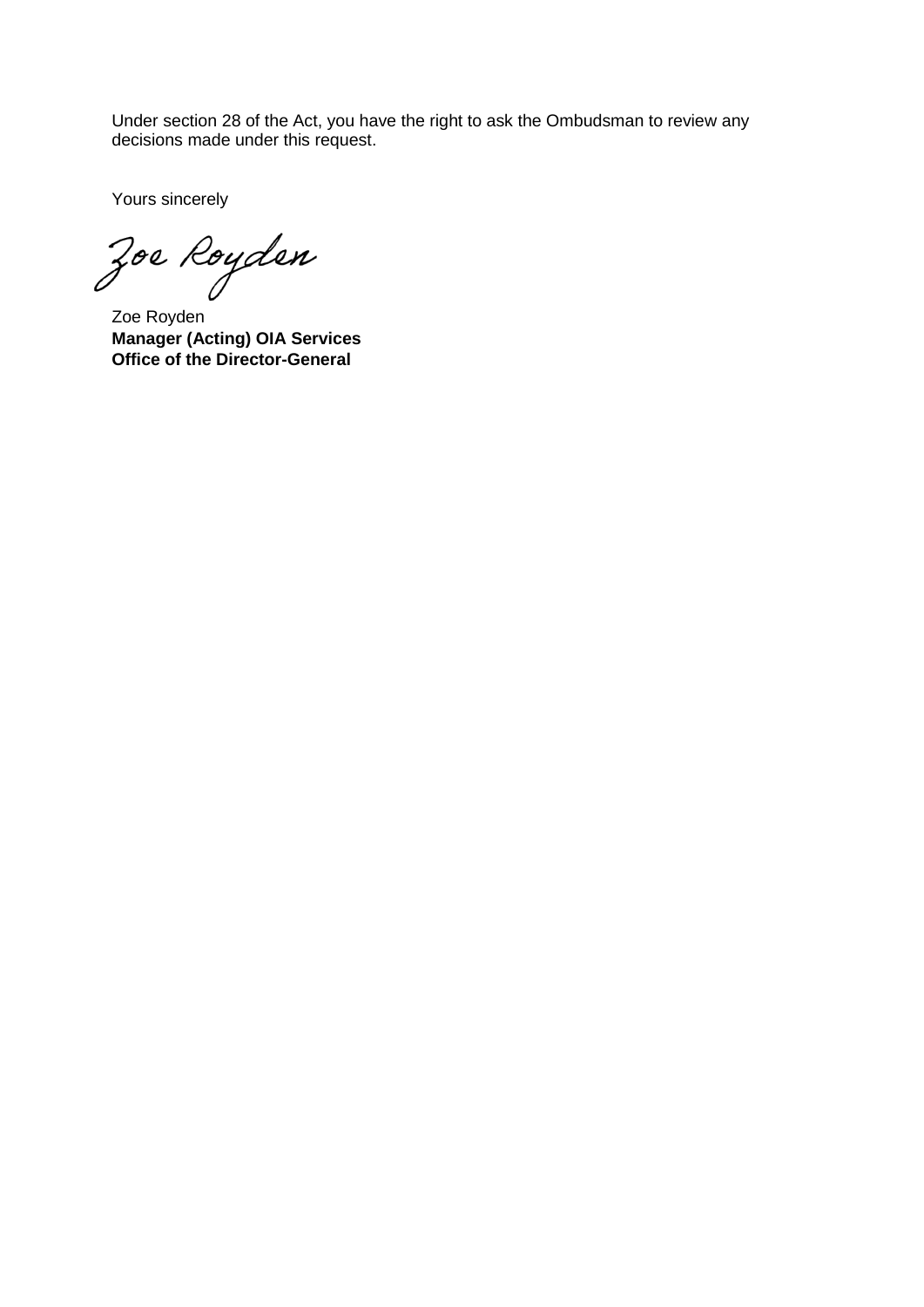Under section 28 of the Act, you have the right to ask the Ombudsman to review any decisions made under this request.

Yours sincerely

Zoe Royden

Zoe Royden
**Manager (Acting) OIA Services**
**Office of the Director-General**